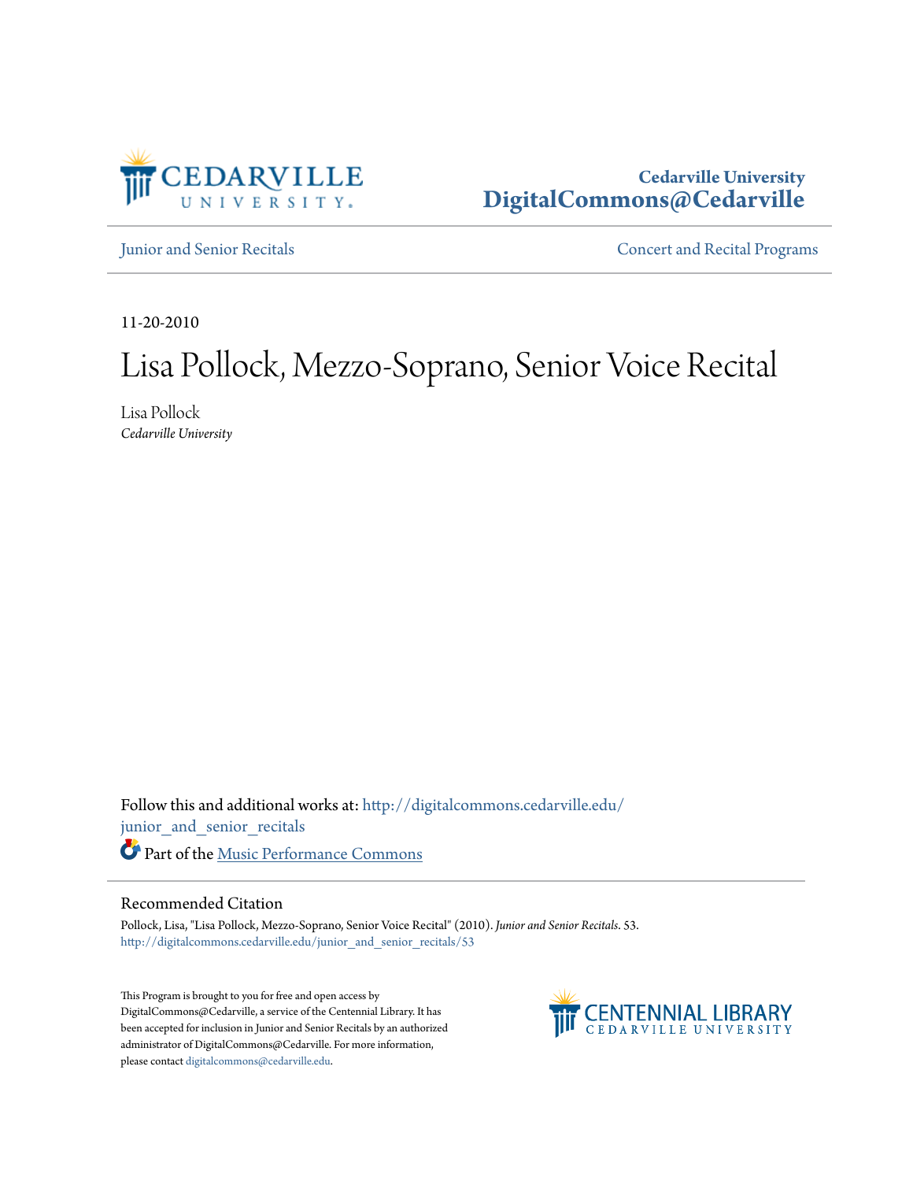Cedarville University
DigitalCommons@Cedarville

Junior and Senior Recitals | Concert and Recital Programs

11-20-2010

# Lisa Pollock, Mezzo-Soprano, Senior Voice Recital

Lisa Pollock
*Cedarville University*

Follow this and additional works at: http://digitalcommons.cedarville.edu/junior_and_senior_recitals

Part of the Music Performance Commons

## Recommended Citation

Pollock, Lisa, "Lisa Pollock, Mezzo-Soprano, Senior Voice Recital" (2010). *Junior and Senior Recitals*. 53.
http://digitalcommons.cedarville.edu/junior_and_senior_recitals/53

This Program is brought to you for free and open access by DigitalCommons@Cedarville, a service of the Centennial Library. It has been accepted for inclusion in Junior and Senior Recitals by an authorized administrator of DigitalCommons@Cedarville. For more information, please contact digitalcommons@cedarville.edu.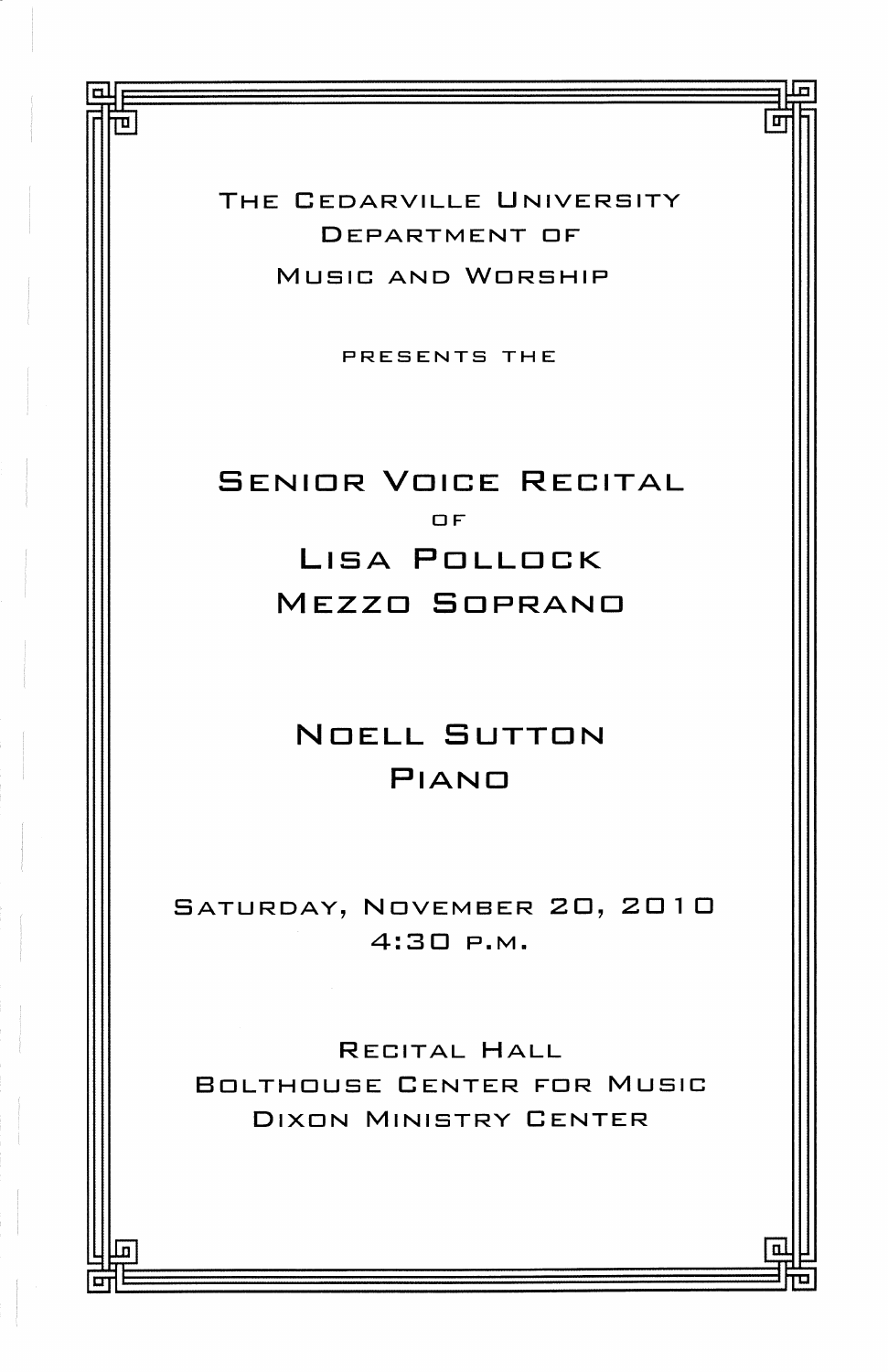The Cedarville University
Department of
Music and Worship

presents the

# Senior Voice Recital

of

## Lisa Pollock
## Mezzo Soprano

## Noell Sutton
## Piano

Saturday, November 20, 2010
4:30 p.m.

Recital Hall
Bolthouse Center for Music
Dixon Ministry Center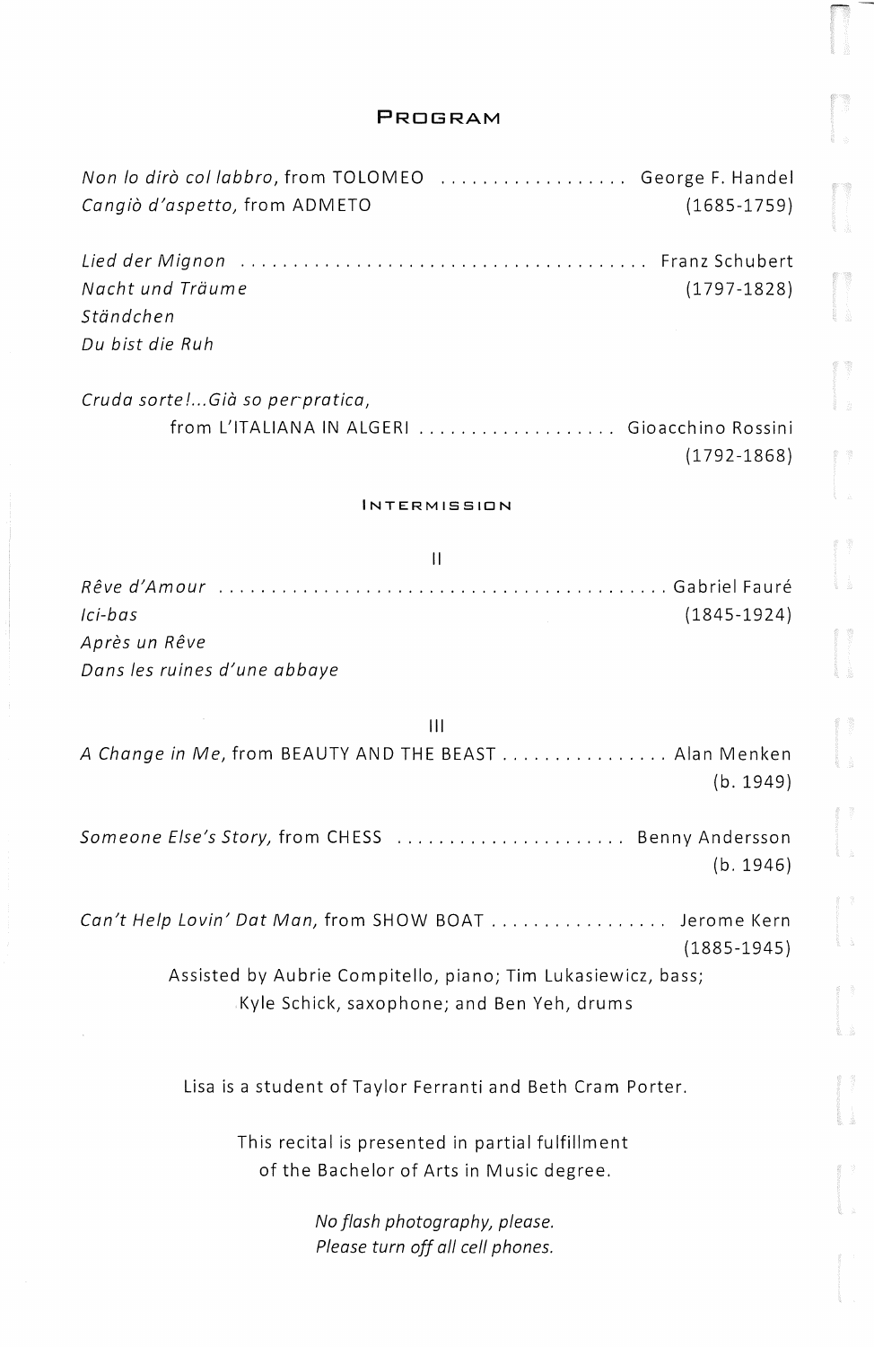## Program

*Non lo dirò col labbro*, from TOLOMEO .................. George F. Handel
*Cangiò d'aspetto*, from ADMETO (1685-1759)

*Lied der Mignon* ....................................... Franz Schubert
*Nacht und Träume* (1797-1828)
*Ständchen*
*Du bist die Ruh*

*Cruda sorte!...Già so per pratica*,
from L'ITALIANA IN ALGERI ................... Gioacchino Rossini
(1792-1868)

### Intermission

II

*Rêve d'Amour* ........................................... Gabriel Fauré
*Ici-bas* (1845-1924)
*Après un Rêve*
*Dans les ruines d'une abbaye*

III

*A Change in Me*, from BEAUTY AND THE BEAST ................ Alan Menken
(b. 1949)

*Someone Else's Story*, from CHESS ...................... Benny Andersson
(b. 1946)

*Can't Help Lovin' Dat Man*, from SHOW BOAT ................. Jerome Kern
(1885-1945)

Assisted by Aubrie Compitello, piano; Tim Lukasiewicz, bass;
Kyle Schick, saxophone; and Ben Yeh, drums

Lisa is a student of Taylor Ferranti and Beth Cram Porter.

This recital is presented in partial fulfillment
of the Bachelor of Arts in Music degree.

*No flash photography, please.*
*Please turn off all cell phones.*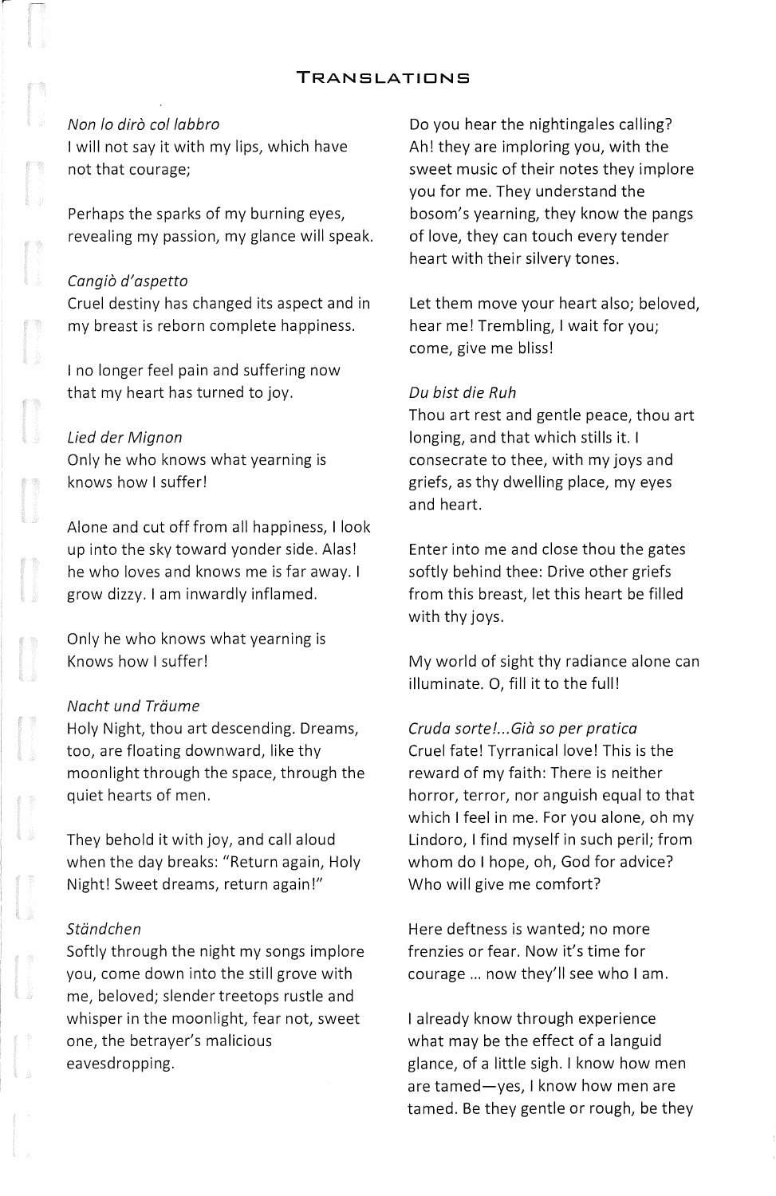## Translations

*Non lo dirò col labbro*
I will not say it with my lips, which have not that courage;

Perhaps the sparks of my burning eyes, revealing my passion, my glance will speak.

*Cangiò d'aspetto*
Cruel destiny has changed its aspect and in my breast is reborn complete happiness.

I no longer feel pain and suffering now that my heart has turned to joy.

*Lied der Mignon*
Only he who knows what yearning is knows how I suffer!

Alone and cut off from all happiness, I look up into the sky toward yonder side. Alas! he who loves and knows me is far away. I grow dizzy. I am inwardly inflamed.

Only he who knows what yearning is
Knows how I suffer!

*Nacht und Träume*
Holy Night, thou art descending. Dreams, too, are floating downward, like thy moonlight through the space, through the quiet hearts of men.

They behold it with joy, and call aloud when the day breaks: "Return again, Holy Night! Sweet dreams, return again!"

*Ständchen*
Softly through the night my songs implore you, come down into the still grove with me, beloved; slender treetops rustle and whisper in the moonlight, fear not, sweet one, the betrayer's malicious eavesdropping.

Do you hear the nightingales calling? Ah! they are imploring you, with the sweet music of their notes they implore you for me. They understand the bosom's yearning, they know the pangs of love, they can touch every tender heart with their silvery tones.

Let them move your heart also; beloved, hear me! Trembling, I wait for you; come, give me bliss!

*Du bist die Ruh*
Thou art rest and gentle peace, thou art longing, and that which stills it. I consecrate to thee, with my joys and griefs, as thy dwelling place, my eyes and heart.

Enter into me and close thou the gates softly behind thee: Drive other griefs from this breast, let this heart be filled with thy joys.

My world of sight thy radiance alone can illuminate. O, fill it to the full!

*Cruda sorte!...Già so per pratica*
Cruel fate! Tyrranical love! This is the reward of my faith: There is neither horror, terror, nor anguish equal to that which I feel in me. For you alone, oh my Lindoro, I find myself in such peril; from whom do I hope, oh, God for advice? Who will give me comfort?

Here deftness is wanted; no more frenzies or fear. Now it's time for courage ... now they'll see who I am.

I already know through experience what may be the effect of a languid glance, of a little sigh. I know how men are tamed—yes, I know how men are tamed. Be they gentle or rough, be they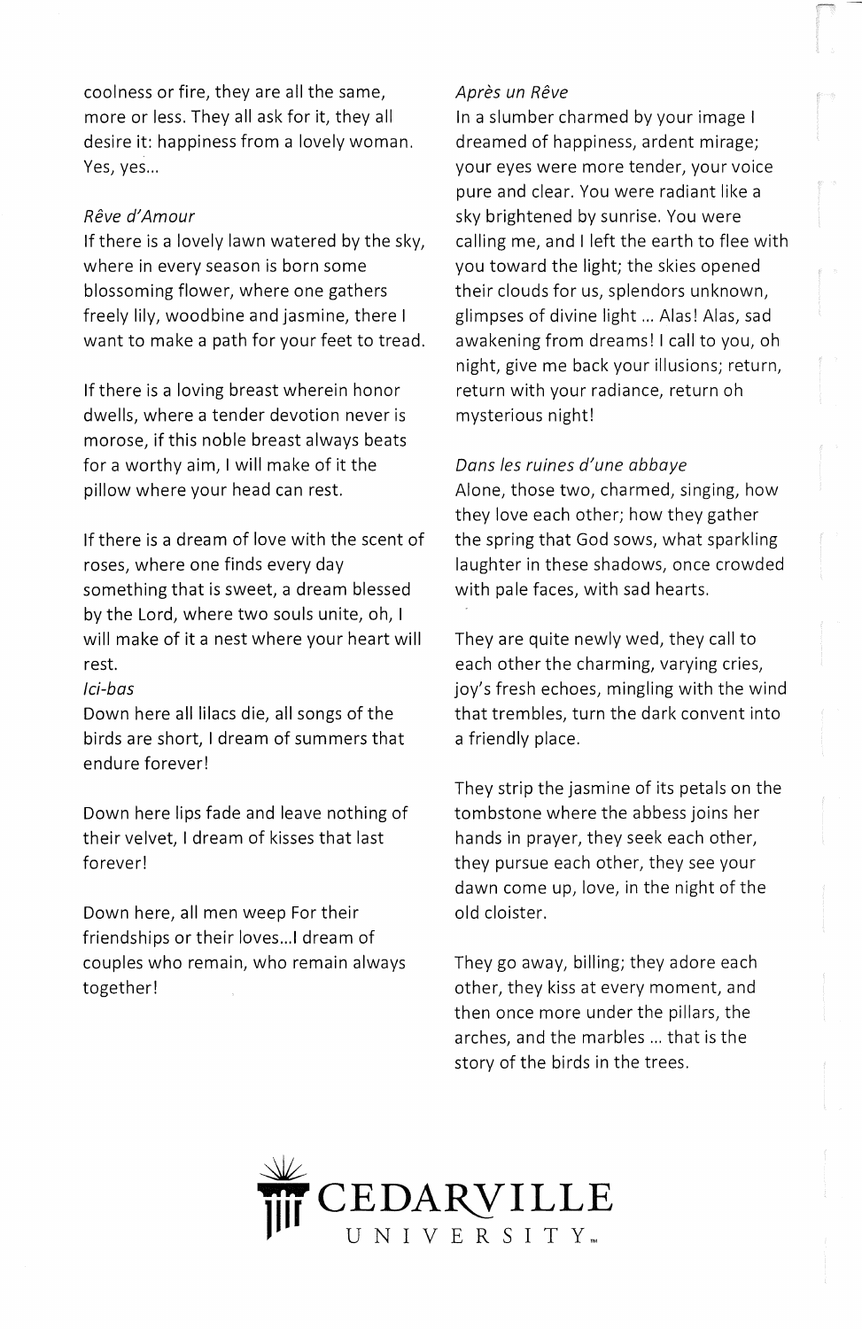coolness or fire, they are all the same, more or less. They all ask for it, they all desire it: happiness from a lovely woman. Yes, yes...

*Rêve d'Amour*

If there is a lovely lawn watered by the sky, where in every season is born some blossoming flower, where one gathers freely lily, woodbine and jasmine, there I want to make a path for your feet to tread.

If there is a loving breast wherein honor dwells, where a tender devotion never is morose, if this noble breast always beats for a worthy aim, I will make of it the pillow where your head can rest.

If there is a dream of love with the scent of roses, where one finds every day something that is sweet, a dream blessed by the Lord, where two souls unite, oh, I will make of it a nest where your heart will rest.

*Ici-bas*

Down here all lilacs die, all songs of the birds are short, I dream of summers that endure forever!

Down here lips fade and leave nothing of their velvet, I dream of kisses that last forever!

Down here, all men weep For their friendships or their loves...I dream of couples who remain, who remain always together!

*Après un Rêve*

In a slumber charmed by your image I dreamed of happiness, ardent mirage; your eyes were more tender, your voice pure and clear. You were radiant like a sky brightened by sunrise. You were calling me, and I left the earth to flee with you toward the light; the skies opened their clouds for us, splendors unknown, glimpses of divine light ... Alas! Alas, sad awakening from dreams! I call to you, oh night, give me back your illusions; return, return with your radiance, return oh mysterious night!

*Dans les ruines d'une abbaye*

Alone, those two, charmed, singing, how they love each other; how they gather the spring that God sows, what sparkling laughter in these shadows, once crowded with pale faces, with sad hearts.

They are quite newly wed, they call to each other the charming, varying cries, joy's fresh echoes, mingling with the wind that trembles, turn the dark convent into a friendly place.

They strip the jasmine of its petals on the tombstone where the abbess joins her hands in prayer, they seek each other, they pursue each other, they see your dawn come up, love, in the night of the old cloister.

They go away, billing; they adore each other, they kiss at every moment, and then once more under the pillars, the arches, and the marbles ... that is the story of the birds in the trees.

CEDARVILLE UNIVERSITY